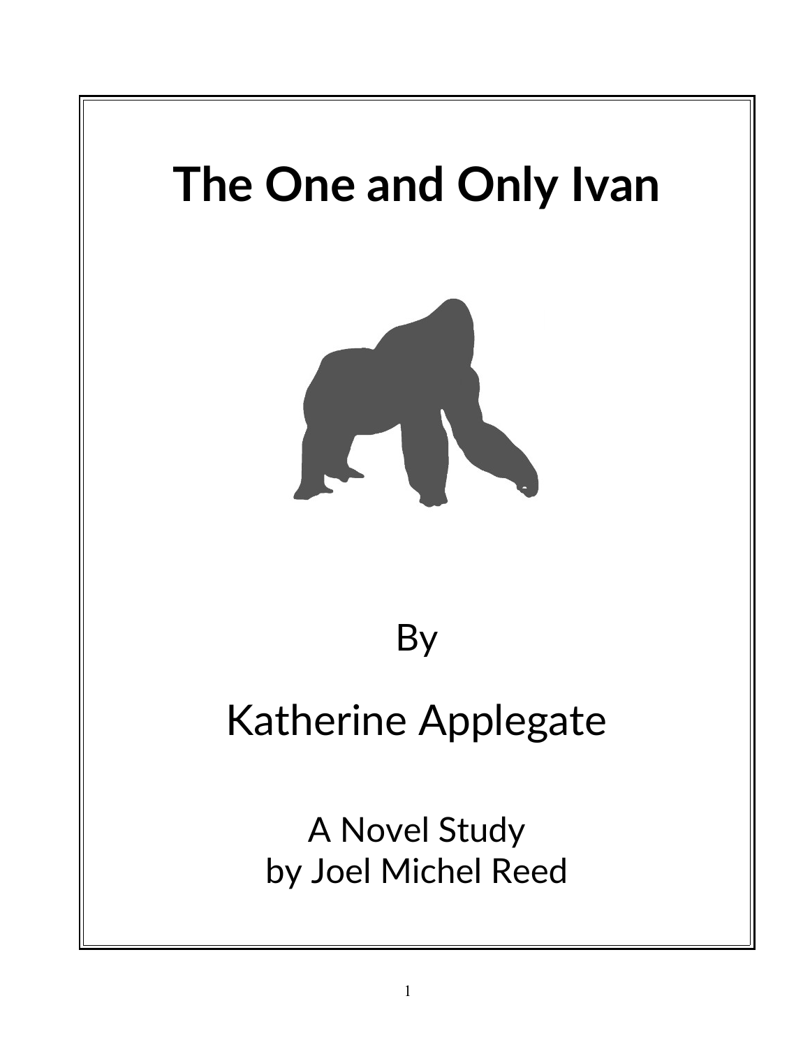# The One and Only Ivan

By

Katherine Applegate

A Novel Study
by Joel Michel Reed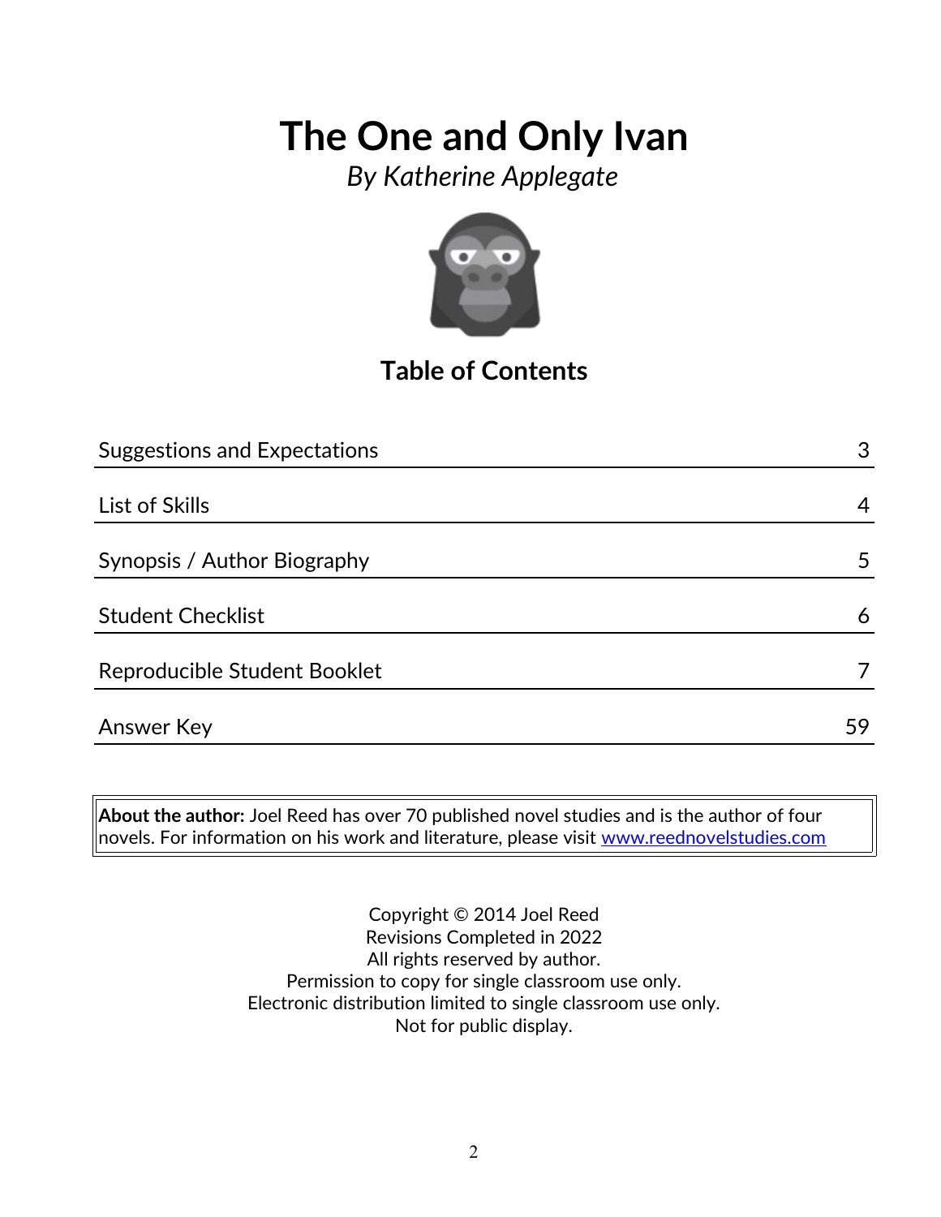# The One and Only Ivan

*By Katherine Applegate*

## Table of Contents

| Section | Page |
| --- | --- |
| Suggestions and Expectations | 3 |
| List of Skills | 4 |
| Synopsis / Author Biography | 5 |
| Student Checklist | 6 |
| Reproducible Student Booklet | 7 |
| Answer Key | 59 |

**About the author:** Joel Reed has over 70 published novel studies and is the author of four novels. For information on his work and literature, please visit www.reednovelstudies.com

Copyright © 2014 Joel Reed
Revisions Completed in 2022
All rights reserved by author.
Permission to copy for single classroom use only.
Electronic distribution limited to single classroom use only.
Not for public display.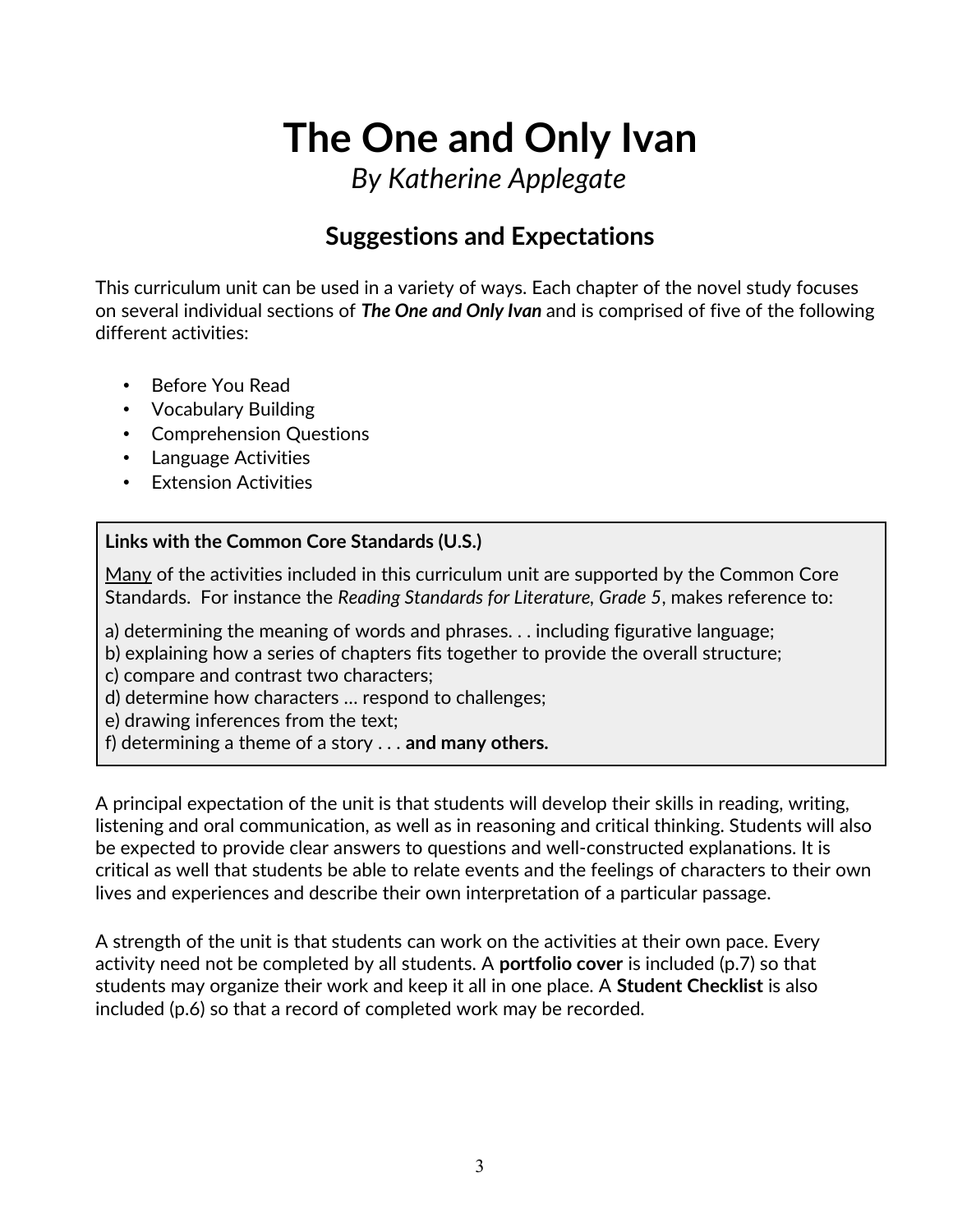# The One and Only Ivan

*By Katherine Applegate*

## Suggestions and Expectations

This curriculum unit can be used in a variety of ways. Each chapter of the novel study focuses on several individual sections of ***The One and Only Ivan*** and is comprised of five of the following different activities:

- Before You Read
- Vocabulary Building
- Comprehension Questions
- Language Activities
- Extension Activities

**Links with the Common Core Standards (U.S.)**

Many of the activities included in this curriculum unit are supported by the Common Core Standards. For instance the *Reading Standards for Literature, Grade 5*, makes reference to:

a) determining the meaning of words and phrases. . . including figurative language;
b) explaining how a series of chapters fits together to provide the overall structure;
c) compare and contrast two characters;
d) determine how characters … respond to challenges;
e) drawing inferences from the text;
f) determining a theme of a story . . . **and many others.**

A principal expectation of the unit is that students will develop their skills in reading, writing, listening and oral communication, as well as in reasoning and critical thinking. Students will also be expected to provide clear answers to questions and well-constructed explanations. It is critical as well that students be able to relate events and the feelings of characters to their own lives and experiences and describe their own interpretation of a particular passage.

A strength of the unit is that students can work on the activities at their own pace. Every activity need not be completed by all students. A **portfolio cover** is included (p.7) so that students may organize their work and keep it all in one place. A **Student Checklist** is also included (p.6) so that a record of completed work may be recorded.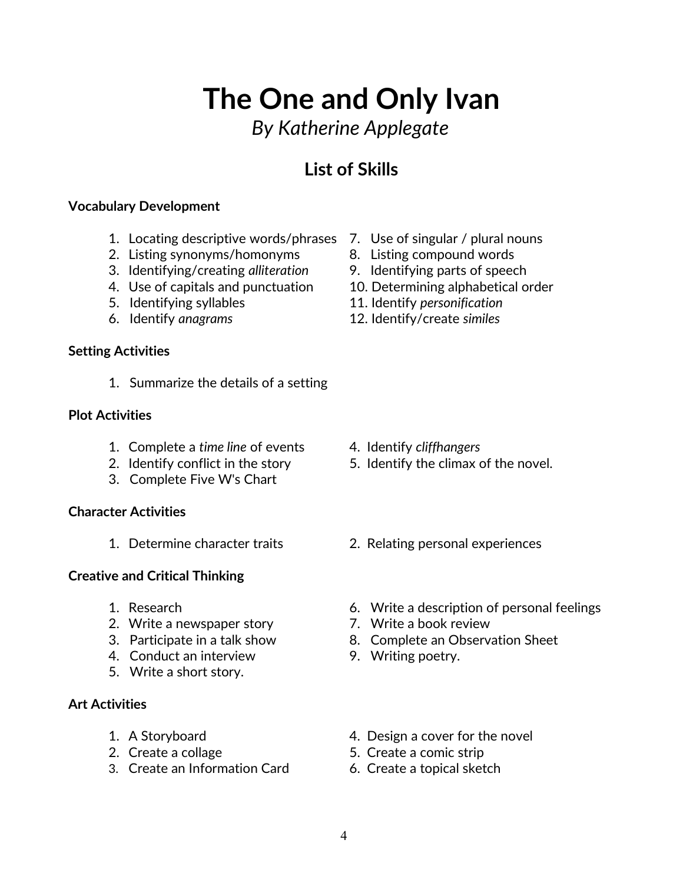# The One and Only Ivan

*By Katherine Applegate*

## List of Skills

**Vocabulary Development**

1. Locating descriptive words/phrases
2. Listing synonyms/homonyms
3. Identifying/creating *alliteration*
4. Use of capitals and punctuation
5. Identifying syllables
6. Identify *anagrams*
7. Use of singular / plural nouns
8. Listing compound words
9. Identifying parts of speech
10. Determining alphabetical order
11. Identify *personification*
12. Identify/create *similes*

**Setting Activities**

1. Summarize the details of a setting

**Plot Activities**

1. Complete a *time line* of events
2. Identify conflict in the story
3. Complete Five W's Chart
4. Identify *cliffhangers*
5. Identify the climax of the novel.

**Character Activities**

1. Determine character traits
2. Relating personal experiences

**Creative and Critical Thinking**

1. Research
2. Write a newspaper story
3. Participate in a talk show
4. Conduct an interview
5. Write a short story.
6. Write a description of personal feelings
7. Write a book review
8. Complete an Observation Sheet
9. Writing poetry.

**Art Activities**

1. A Storyboard
2. Create a collage
3. Create an Information Card
4. Design a cover for the novel
5. Create a comic strip
6. Create a topical sketch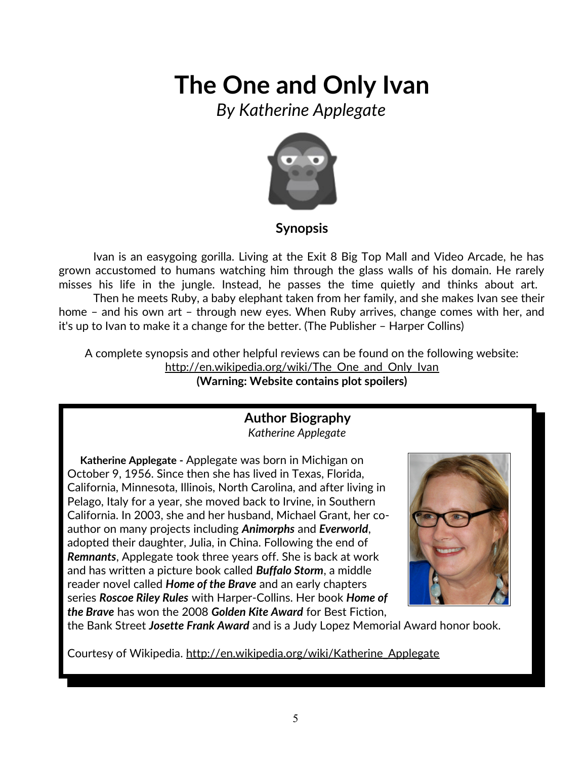# The One and Only Ivan

*By Katherine Applegate*

### Synopsis

Ivan is an easygoing gorilla. Living at the Exit 8 Big Top Mall and Video Arcade, he has grown accustomed to humans watching him through the glass walls of his domain. He rarely misses his life in the jungle. Instead, he passes the time quietly and thinks about art.

Then he meets Ruby, a baby elephant taken from her family, and she makes Ivan see their home – and his own art – through new eyes. When Ruby arrives, change comes with her, and it's up to Ivan to make it a change for the better. (The Publisher – Harper Collins)

A complete synopsis and other helpful reviews can be found on the following website:
http://en.wikipedia.org/wiki/The_One_and_Only_Ivan
**(Warning: Website contains plot spoilers)**

### Author Biography

*Katherine Applegate*

**Katherine Applegate -** Applegate was born in Michigan on October 9, 1956. Since then she has lived in Texas, Florida, California, Minnesota, Illinois, North Carolina, and after living in Pelago, Italy for a year, she moved back to Irvine, in Southern California. In 2003, she and her husband, Michael Grant, her co-author on many projects including ***Animorphs*** and ***Everworld***, adopted their daughter, Julia, in China. Following the end of ***Remnants***, Applegate took three years off. She is back at work and has written a picture book called ***Buffalo Storm***, a middle reader novel called ***Home of the Brave*** and an early chapters series ***Roscoe Riley Rules*** with Harper-Collins. Her book ***Home of the Brave*** has won the 2008 ***Golden Kite Award*** for Best Fiction, the Bank Street ***Josette Frank Award*** and is a Judy Lopez Memorial Award honor book.

Courtesy of Wikipedia. http://en.wikipedia.org/wiki/Katherine_Applegate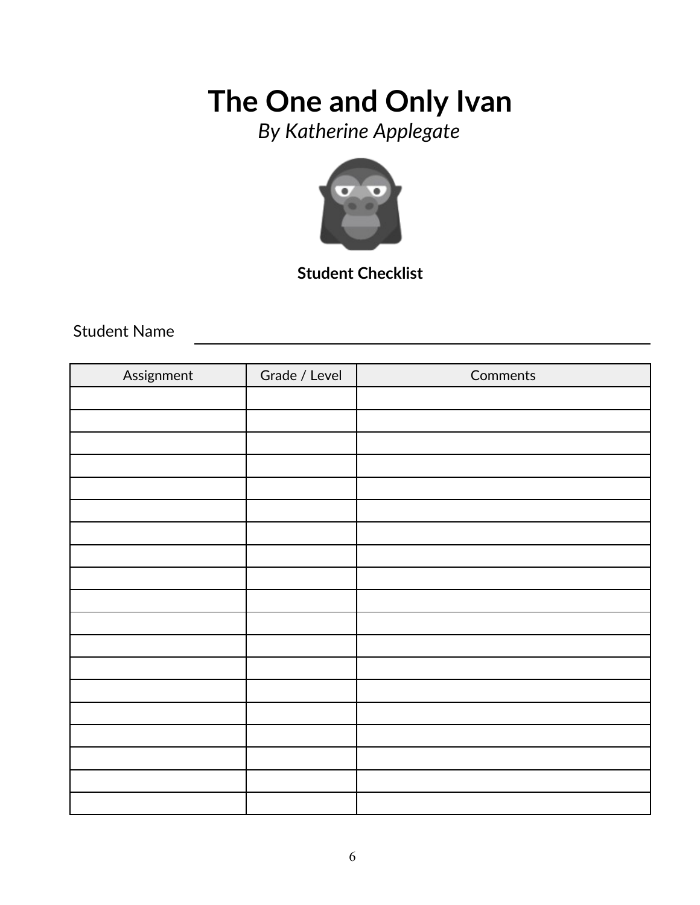# The One and Only Ivan

*By Katherine Applegate*

**Student Checklist**

Student Name ____________________________________________

| Assignment | Grade / Level | Comments |
|---|---|---|
| | | |
| | | |
| | | |
| | | |
| | | |
| | | |
| | | |
| | | |
| | | |
| | | |
| | | |
| | | |
| | | |
| | | |
| | | |
| | | |
| | | |
| | | |
| | | |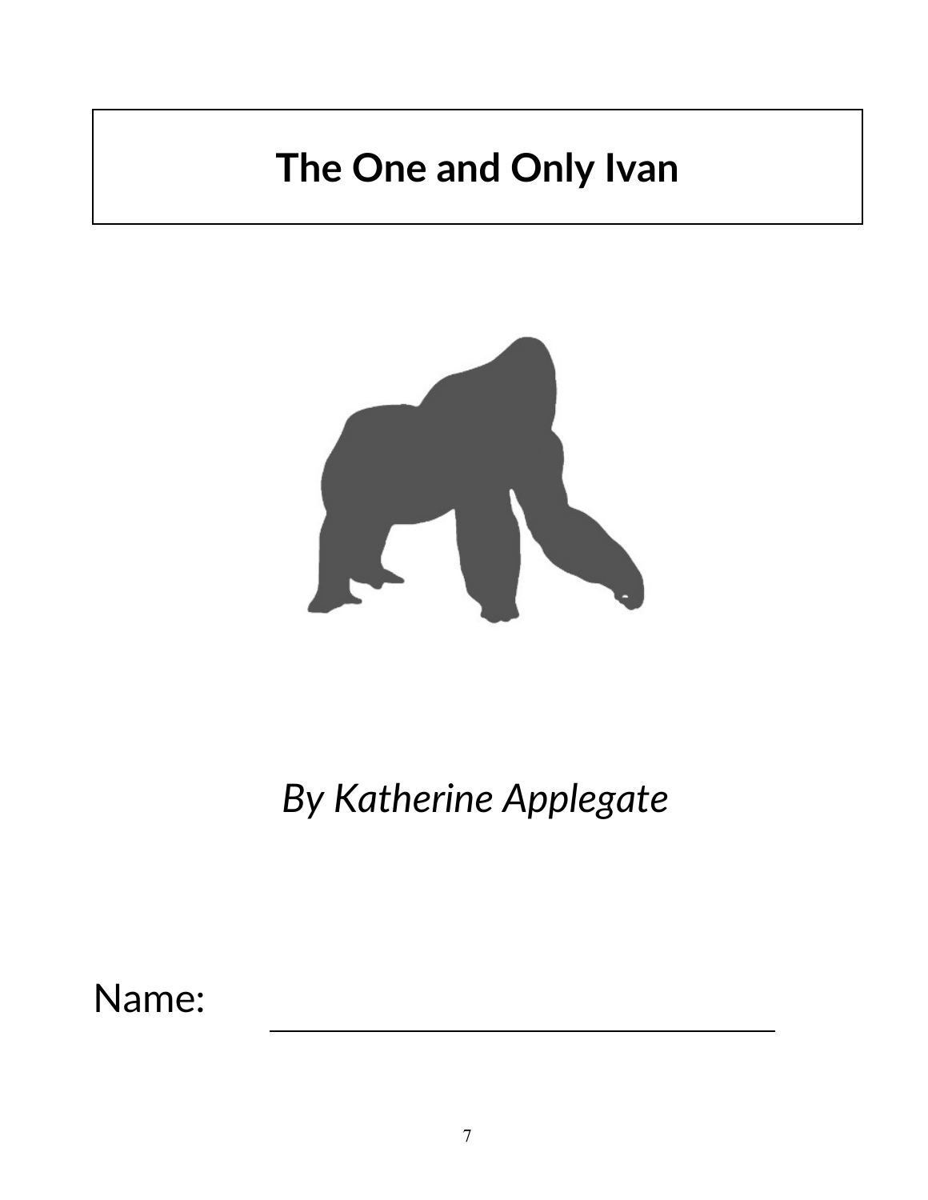# The One and Only Ivan

*By Katherine Applegate*

Name: ______________________________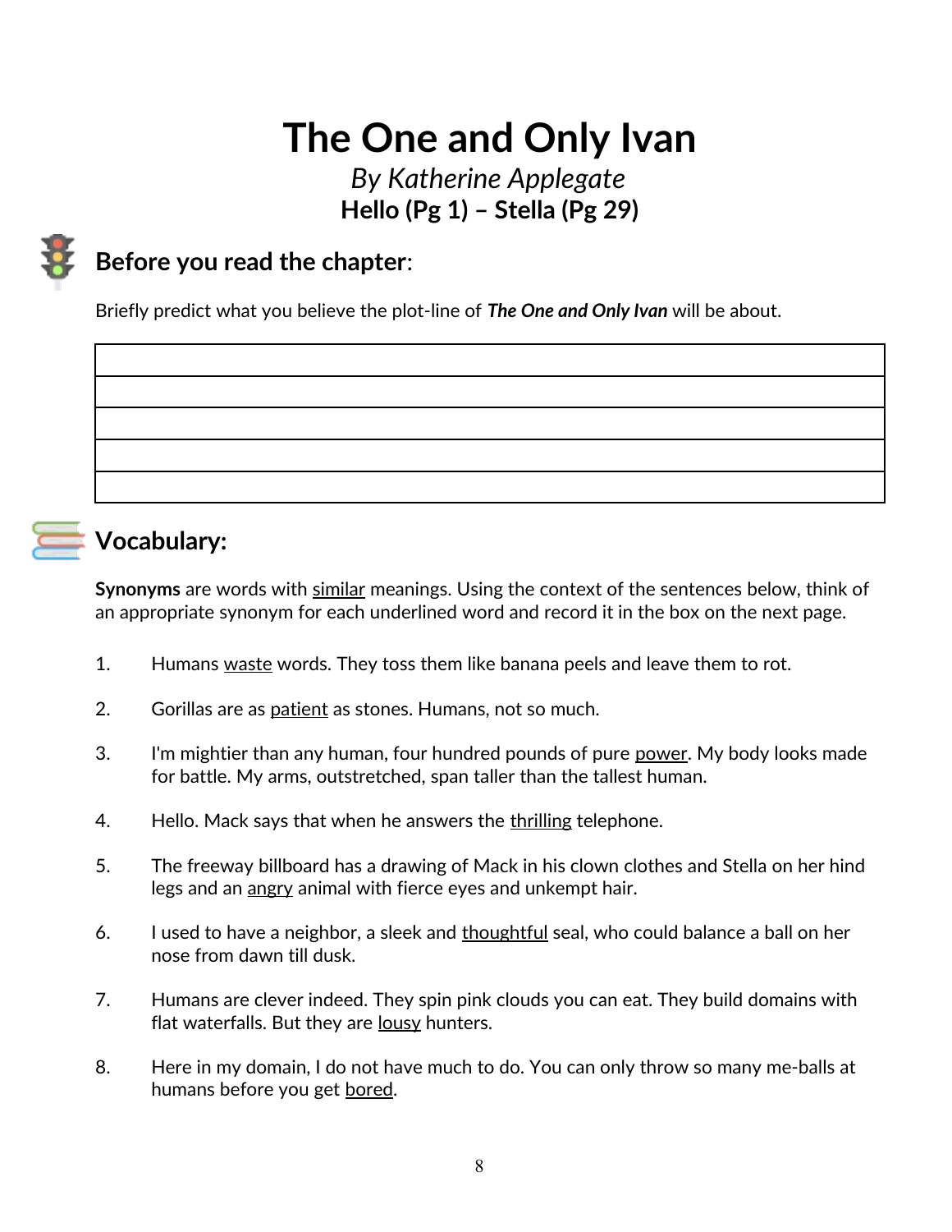# The One and Only Ivan

*By Katherine Applegate*

**Hello (Pg 1) – Stella (Pg 29)**

## Before you read the chapter:

Briefly predict what you believe the plot-line of ***The One and Only Ivan*** will be about.

| |
|---|
| |
| |
| |
| |

## Vocabulary:

**Synonyms** are words with similar meanings. Using the context of the sentences below, think of an appropriate synonym for each underlined word and record it in the box on the next page.

1. Humans waste words. They toss them like banana peels and leave them to rot.

2. Gorillas are as patient as stones. Humans, not so much.

3. I'm mightier than any human, four hundred pounds of pure power. My body looks made for battle. My arms, outstretched, span taller than the tallest human.

4. Hello. Mack says that when he answers the thrilling telephone.

5. The freeway billboard has a drawing of Mack in his clown clothes and Stella on her hind legs and an angry animal with fierce eyes and unkempt hair.

6. I used to have a neighbor, a sleek and thoughtful seal, who could balance a ball on her nose from dawn till dusk.

7. Humans are clever indeed. They spin pink clouds you can eat. They build domains with flat waterfalls. But they are lousy hunters.

8. Here in my domain, I do not have much to do. You can only throw so many me-balls at humans before you get bored.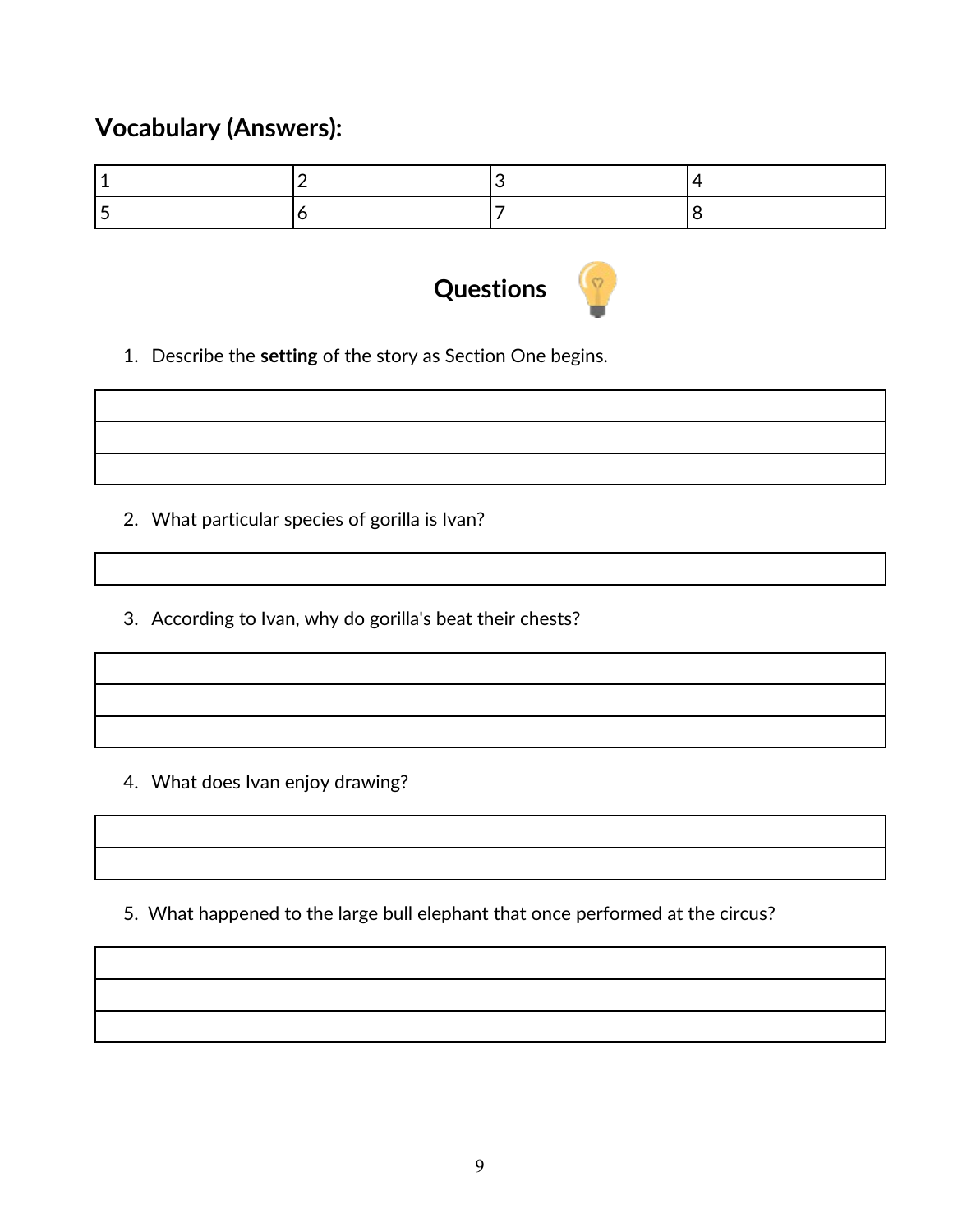## Vocabulary (Answers):

| 1 | 2 | 3 | 4 |
|---|---|---|---|
| 5 | 6 | 7 | 8 |

## Questions

1. Describe the **setting** of the story as Section One begins.

| |
|---|
| |
| |

2. What particular species of gorilla is Ivan?

| |
|---|

3. According to Ivan, why do gorilla's beat their chests?

| |
|---|
| |
| |

4. What does Ivan enjoy drawing?

| |
|---|
| |

5. What happened to the large bull elephant that once performed at the circus?

| |
|---|
| |
| |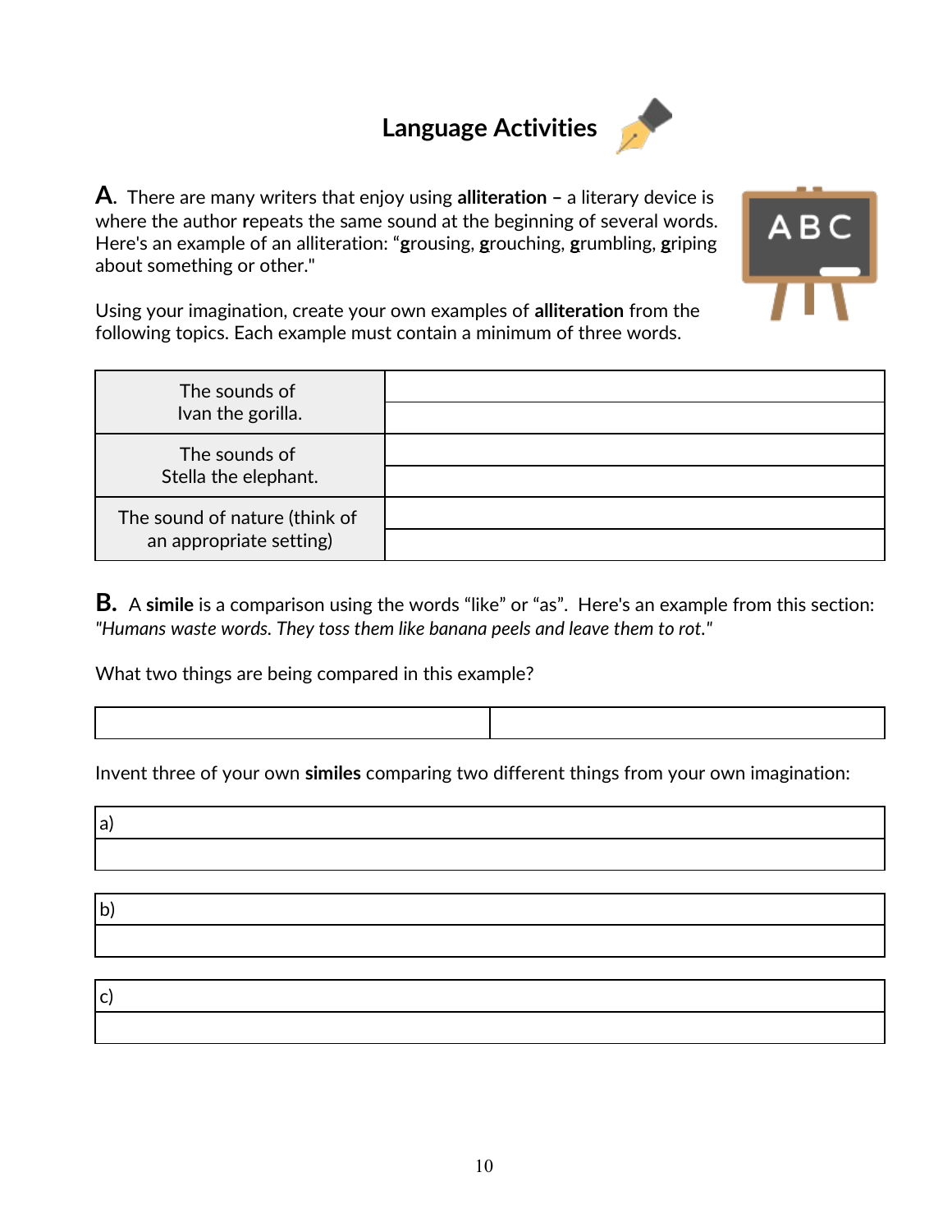# Language Activities

**A.** There are many writers that enjoy using **alliteration –** a literary device is where the author **r**epeats the same sound at the beginning of several words. Here's an example of an alliteration: "**g**rousing, **g**rouching, **g**rumbling, **g**riping about something or other."

Using your imagination, create your own examples of **alliteration** from the following topics. Each example must contain a minimum of three words.

| | |
|---|---|
| The sounds of Ivan the gorilla. | |
| | |
| The sounds of Stella the elephant. | |
| | |
| The sound of nature (think of an appropriate setting) | |
| | |

**B.** A **simile** is a comparison using the words "like" or "as". Here's an example from this section: *"Humans waste words. They toss them like banana peels and leave them to rot."*

What two things are being compared in this example?

| | |
|---|---|
| | |

Invent three of your own **similes** comparing two different things from your own imagination:

| a) |
|---|
| |

| b) |
|---|
| |

| c) |
|---|
| |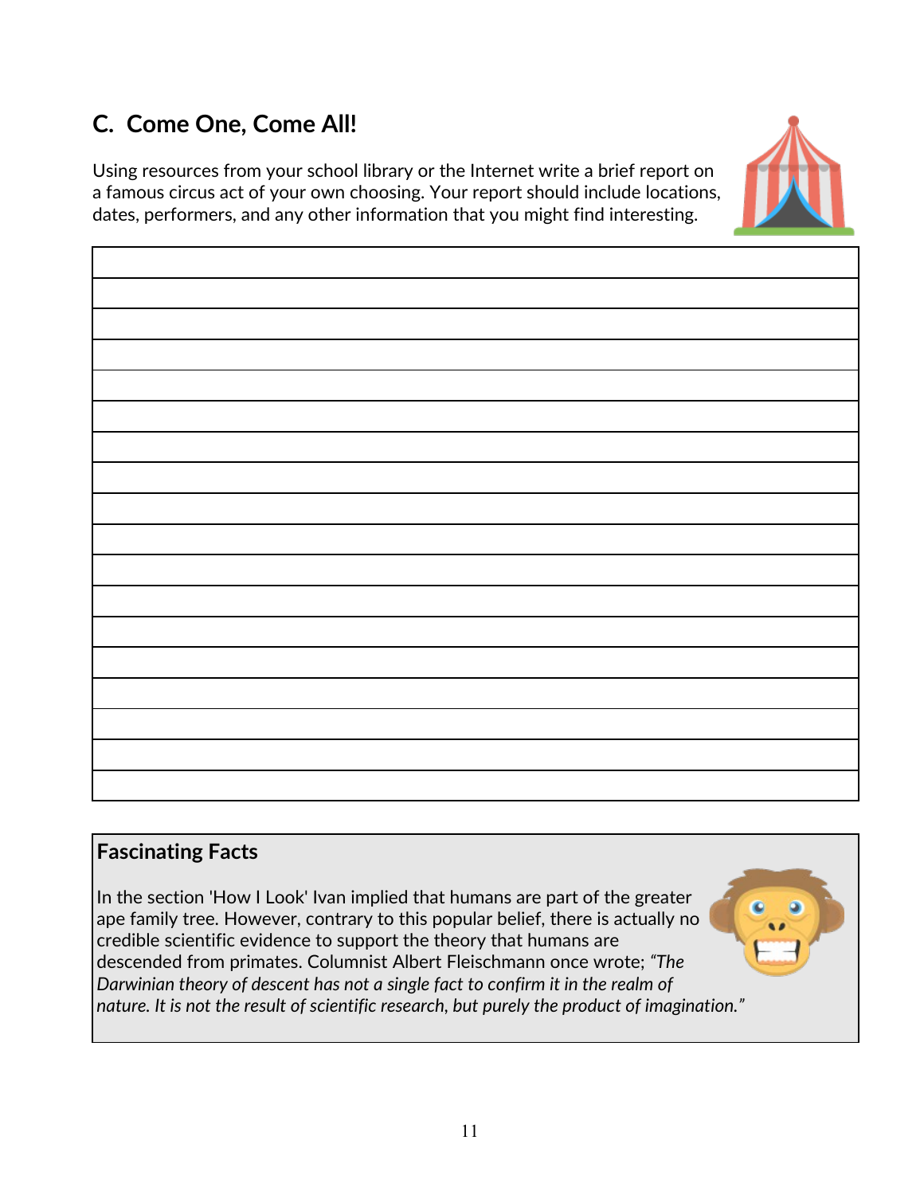## C. Come One, Come All!

Using resources from your school library or the Internet write a brief report on a famous circus act of your own choosing. Your report should include locations, dates, performers, and any other information that you might find interesting.

|  |
|---|
|  |
|  |
|  |
|  |
|  |
|  |
|  |
|  |
|  |
|  |
|  |
|  |
|  |
|  |
|  |
|  |
|  |

**Fascinating Facts**

In the section 'How I Look' Ivan implied that humans are part of the greater ape family tree. However, contrary to this popular belief, there is actually no credible scientific evidence to support the theory that humans are descended from primates. Columnist Albert Fleischmann once wrote; *"The Darwinian theory of descent has not a single fact to confirm it in the realm of nature. It is not the result of scientific research, but purely the product of imagination."*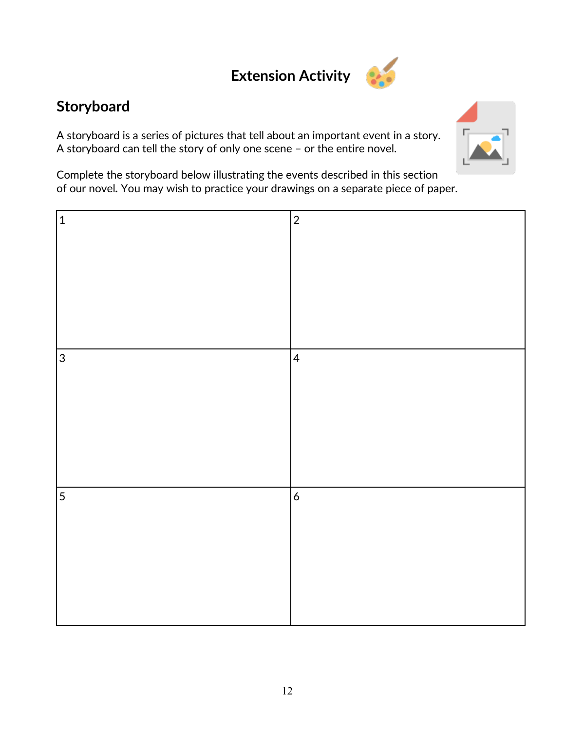# Extension Activity

## Storyboard

A storyboard is a series of pictures that tell about an important event in a story. A storyboard can tell the story of only one scene – or the entire novel.

Complete the storyboard below illustrating the events described in this section of our novel. You may wish to practice your drawings on a separate piece of paper.

| | |
|---|---|
| 1 | 2 |
| 3 | 4 |
| 5 | 6 |